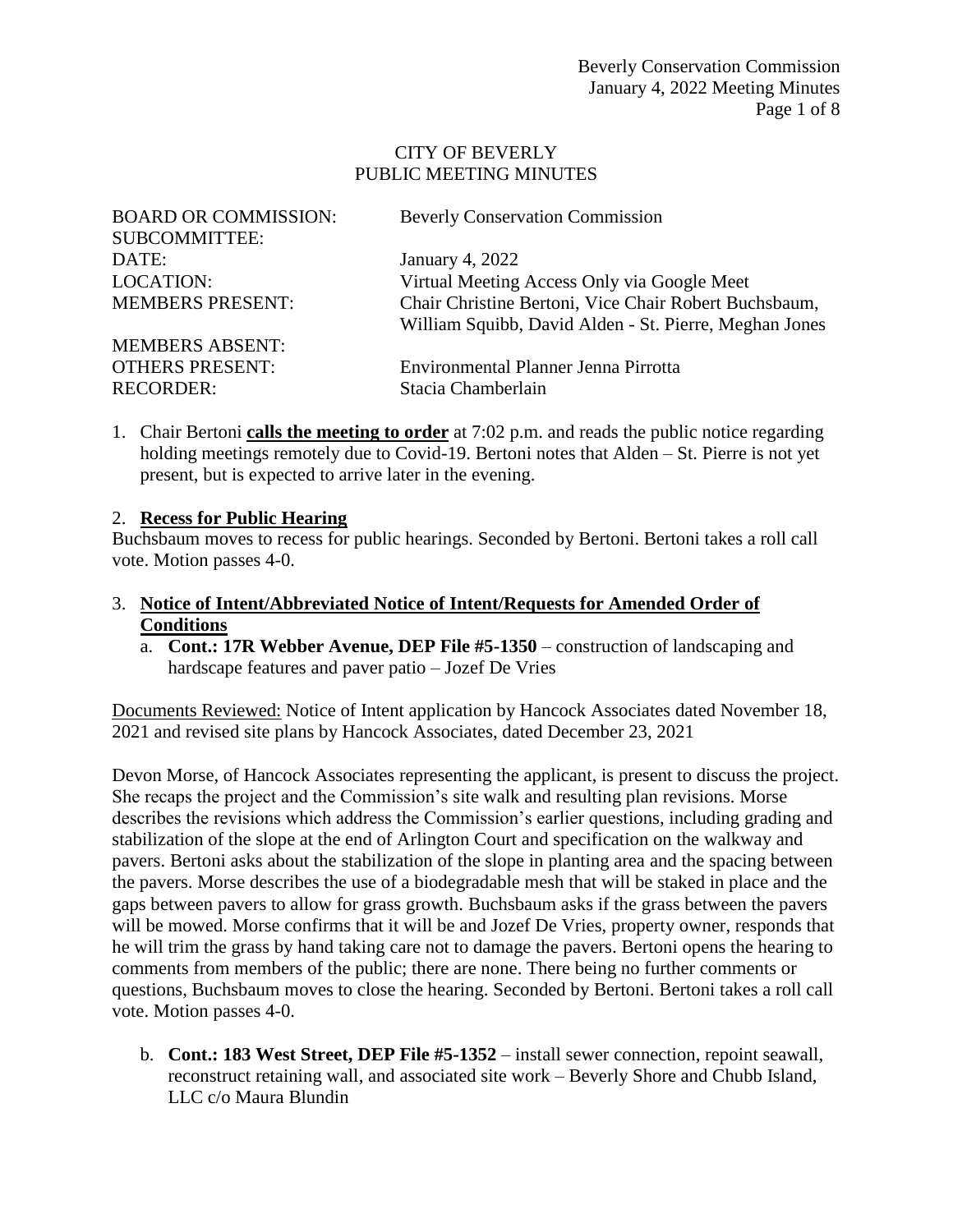CITY OF BEVERLY
PUBLIC MEETING MINUTES

| | |
|---|---|
| BOARD OR COMMISSION: | Beverly Conservation Commission |
| SUBCOMMITTEE: | |
| DATE: | January 4, 2022 |
| LOCATION: | Virtual Meeting Access Only via Google Meet |
| MEMBERS PRESENT: | Chair Christine Bertoni, Vice Chair Robert Buchsbaum, William Squibb, David Alden - St. Pierre, Meghan Jones |
| MEMBERS ABSENT: | |
| OTHERS PRESENT: | Environmental Planner Jenna Pirrotta |
| RECORDER: | Stacia Chamberlain |

1. Chair Bertoni **calls the meeting to order** at 7:02 p.m. and reads the public notice regarding holding meetings remotely due to Covid-19. Bertoni notes that Alden – St. Pierre is not yet present, but is expected to arrive later in the evening.

2. **Recess for Public Hearing**

Buchsbaum moves to recess for public hearings. Seconded by Bertoni. Bertoni takes a roll call vote. Motion passes 4-0.

3. **Notice of Intent/Abbreviated Notice of Intent/Requests for Amended Order of Conditions**

   a. **Cont.: 17R Webber Avenue, DEP File #5-1350** – construction of landscaping and hardscape features and paver patio – Jozef De Vries

Documents Reviewed: Notice of Intent application by Hancock Associates dated November 18, 2021 and revised site plans by Hancock Associates, dated December 23, 2021

Devon Morse, of Hancock Associates representing the applicant, is present to discuss the project. She recaps the project and the Commission's site walk and resulting plan revisions. Morse describes the revisions which address the Commission's earlier questions, including grading and stabilization of the slope at the end of Arlington Court and specification on the walkway and pavers. Bertoni asks about the stabilization of the slope in planting area and the spacing between the pavers. Morse describes the use of a biodegradable mesh that will be staked in place and the gaps between pavers to allow for grass growth. Buchsbaum asks if the grass between the pavers will be mowed. Morse confirms that it will be and Jozef De Vries, property owner, responds that he will trim the grass by hand taking care not to damage the pavers. Bertoni opens the hearing to comments from members of the public; there are none. There being no further comments or questions, Buchsbaum moves to close the hearing. Seconded by Bertoni. Bertoni takes a roll call vote. Motion passes 4-0.

   b. **Cont.: 183 West Street, DEP File #5-1352** – install sewer connection, repoint seawall, reconstruct retaining wall, and associated site work – Beverly Shore and Chubb Island, LLC c/o Maura Blundin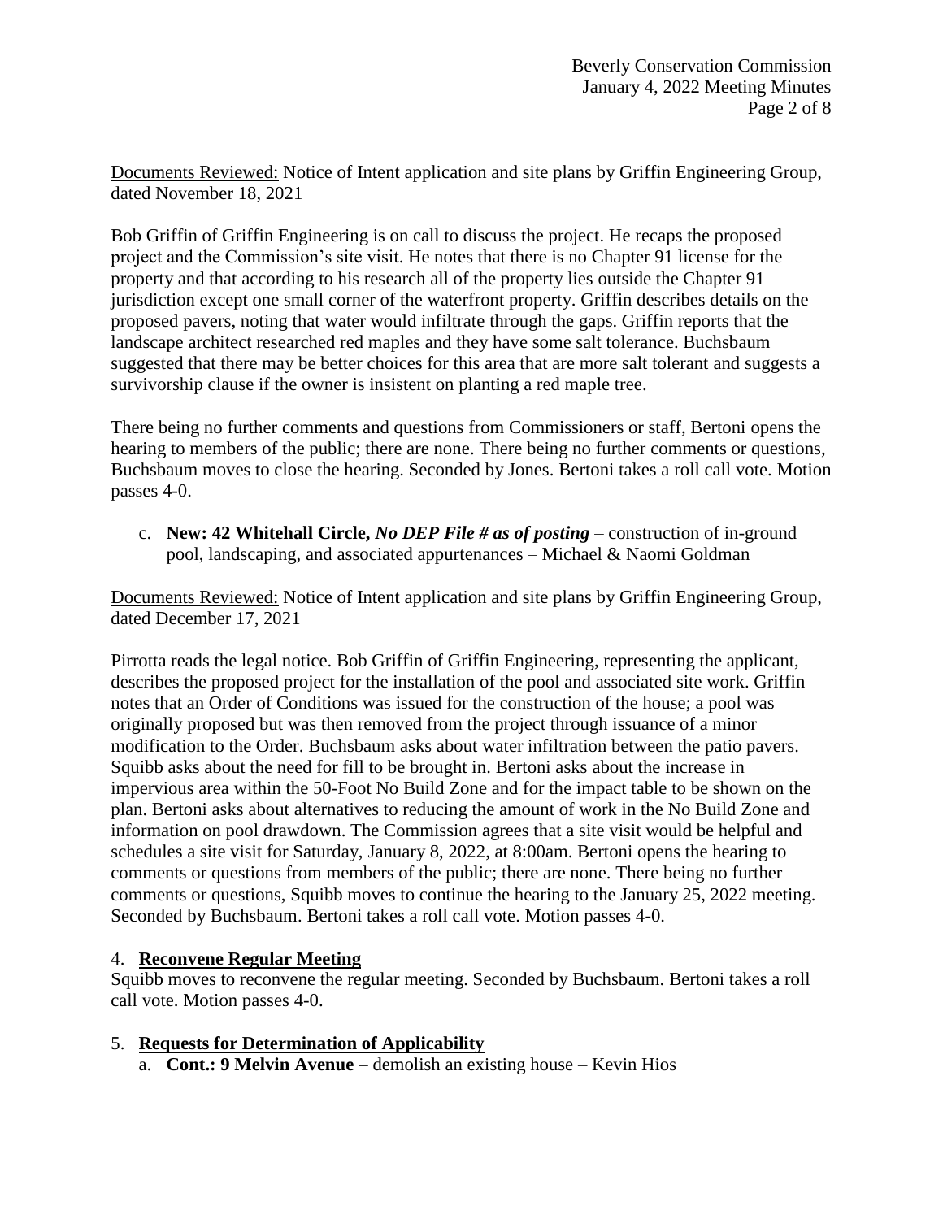Documents Reviewed: Notice of Intent application and site plans by Griffin Engineering Group, dated November 18, 2021

Bob Griffin of Griffin Engineering is on call to discuss the project. He recaps the proposed project and the Commission's site visit. He notes that there is no Chapter 91 license for the property and that according to his research all of the property lies outside the Chapter 91 jurisdiction except one small corner of the waterfront property. Griffin describes details on the proposed pavers, noting that water would infiltrate through the gaps. Griffin reports that the landscape architect researched red maples and they have some salt tolerance. Buchsbaum suggested that there may be better choices for this area that are more salt tolerant and suggests a survivorship clause if the owner is insistent on planting a red maple tree.

There being no further comments and questions from Commissioners or staff, Bertoni opens the hearing to members of the public; there are none. There being no further comments or questions, Buchsbaum moves to close the hearing. Seconded by Jones. Bertoni takes a roll call vote. Motion passes 4-0.

c. **New: 42 Whitehall Circle,** ***No DEP File # as of posting*** – construction of in-ground pool, landscaping, and associated appurtenances – Michael & Naomi Goldman

Documents Reviewed: Notice of Intent application and site plans by Griffin Engineering Group, dated December 17, 2021

Pirrotta reads the legal notice. Bob Griffin of Griffin Engineering, representing the applicant, describes the proposed project for the installation of the pool and associated site work. Griffin notes that an Order of Conditions was issued for the construction of the house; a pool was originally proposed but was then removed from the project through issuance of a minor modification to the Order. Buchsbaum asks about water infiltration between the patio pavers. Squibb asks about the need for fill to be brought in. Bertoni asks about the increase in impervious area within the 50-Foot No Build Zone and for the impact table to be shown on the plan. Bertoni asks about alternatives to reducing the amount of work in the No Build Zone and information on pool drawdown. The Commission agrees that a site visit would be helpful and schedules a site visit for Saturday, January 8, 2022, at 8:00am. Bertoni opens the hearing to comments or questions from members of the public; there are none. There being no further comments or questions, Squibb moves to continue the hearing to the January 25, 2022 meeting. Seconded by Buchsbaum. Bertoni takes a roll call vote. Motion passes 4-0.

## 4. Reconvene Regular Meeting

Squibb moves to reconvene the regular meeting. Seconded by Buchsbaum. Bertoni takes a roll call vote. Motion passes 4-0.

## 5. Requests for Determination of Applicability

a. **Cont.: 9 Melvin Avenue** – demolish an existing house – Kevin Hios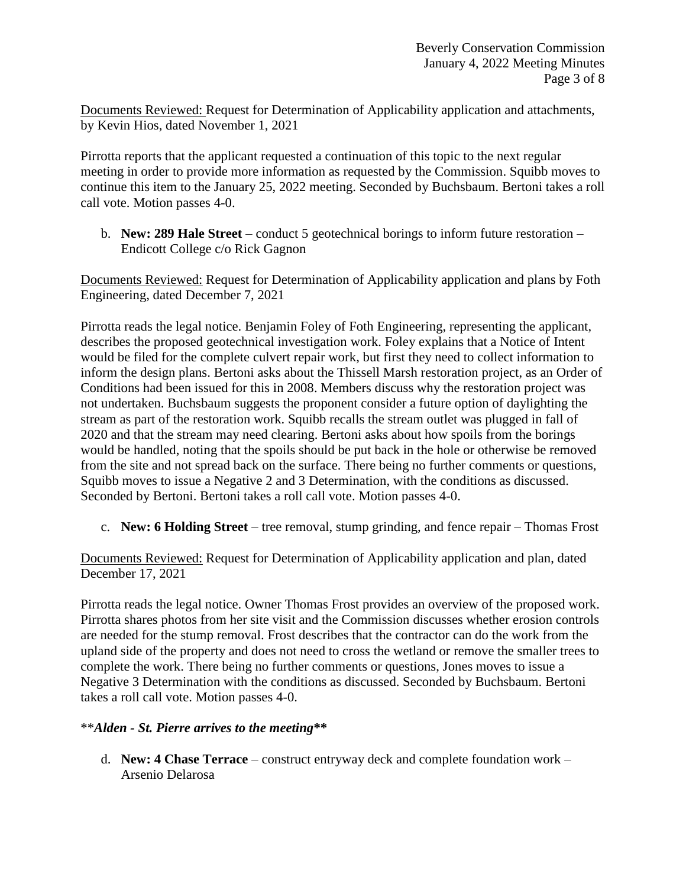Documents Reviewed: Request for Determination of Applicability application and attachments, by Kevin Hios, dated November 1, 2021

Pirrotta reports that the applicant requested a continuation of this topic to the next regular meeting in order to provide more information as requested by the Commission. Squibb moves to continue this item to the January 25, 2022 meeting. Seconded by Buchsbaum. Bertoni takes a roll call vote. Motion passes 4-0.

b. **New: 289 Hale Street** – conduct 5 geotechnical borings to inform future restoration – Endicott College c/o Rick Gagnon

Documents Reviewed: Request for Determination of Applicability application and plans by Foth Engineering, dated December 7, 2021

Pirrotta reads the legal notice. Benjamin Foley of Foth Engineering, representing the applicant, describes the proposed geotechnical investigation work. Foley explains that a Notice of Intent would be filed for the complete culvert repair work, but first they need to collect information to inform the design plans. Bertoni asks about the Thissell Marsh restoration project, as an Order of Conditions had been issued for this in 2008. Members discuss why the restoration project was not undertaken. Buchsbaum suggests the proponent consider a future option of daylighting the stream as part of the restoration work. Squibb recalls the stream outlet was plugged in fall of 2020 and that the stream may need clearing. Bertoni asks about how spoils from the borings would be handled, noting that the spoils should be put back in the hole or otherwise be removed from the site and not spread back on the surface. There being no further comments or questions, Squibb moves to issue a Negative 2 and 3 Determination, with the conditions as discussed. Seconded by Bertoni. Bertoni takes a roll call vote. Motion passes 4-0.

c. **New: 6 Holding Street** – tree removal, stump grinding, and fence repair – Thomas Frost

Documents Reviewed: Request for Determination of Applicability application and plan, dated December 17, 2021

Pirrotta reads the legal notice. Owner Thomas Frost provides an overview of the proposed work. Pirrotta shares photos from her site visit and the Commission discusses whether erosion controls are needed for the stump removal. Frost describes that the contractor can do the work from the upland side of the property and does not need to cross the wetland or remove the smaller trees to complete the work. There being no further comments or questions, Jones moves to issue a Negative 3 Determination with the conditions as discussed. Seconded by Buchsbaum. Bertoni takes a roll call vote. Motion passes 4-0.

***Alden - St. Pierre arrives to the meeting***

d. **New: 4 Chase Terrace** – construct entryway deck and complete foundation work – Arsenio Delarosa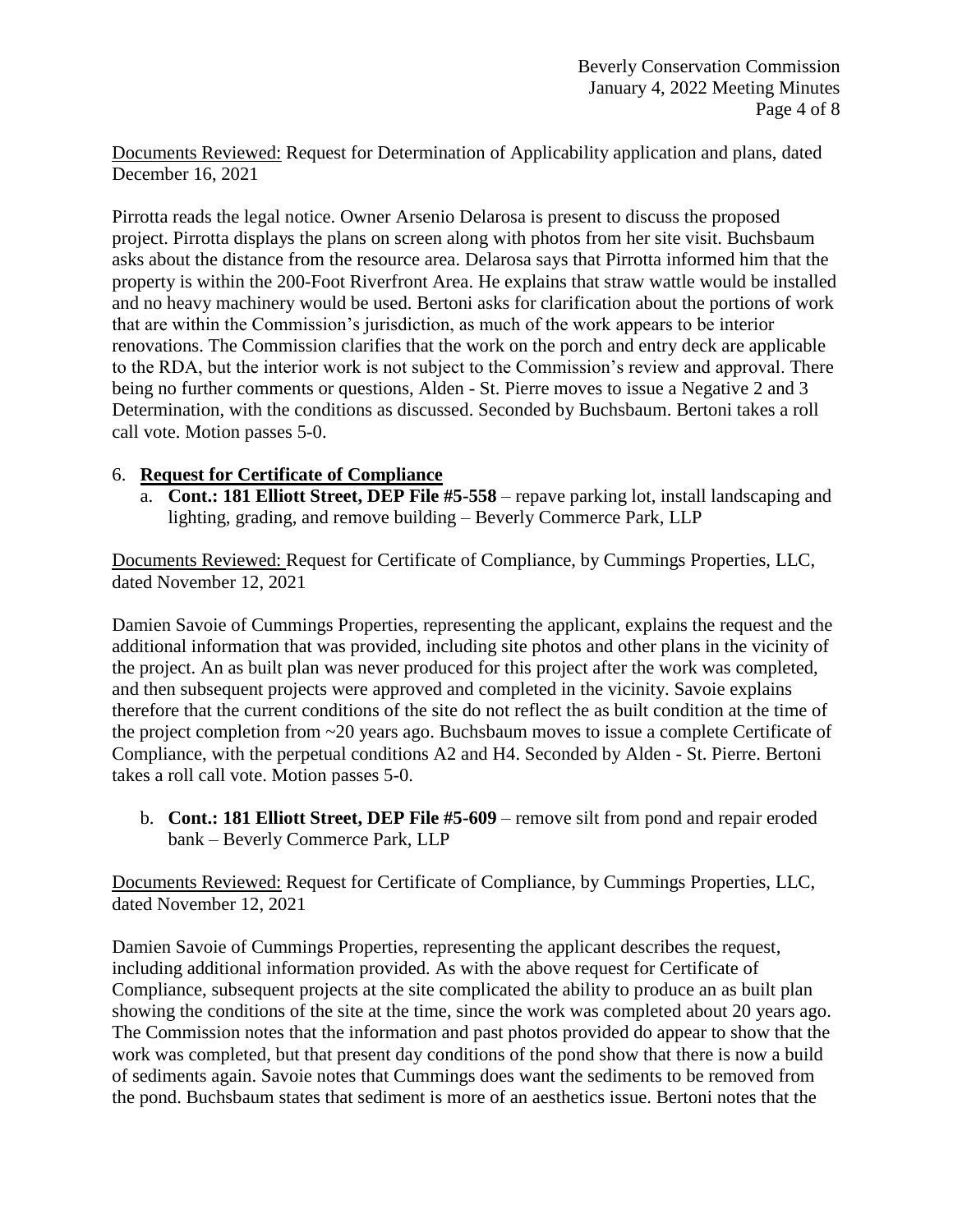Documents Reviewed: Request for Determination of Applicability application and plans, dated December 16, 2021

Pirrotta reads the legal notice. Owner Arsenio Delarosa is present to discuss the proposed project. Pirrotta displays the plans on screen along with photos from her site visit. Buchsbaum asks about the distance from the resource area. Delarosa says that Pirrotta informed him that the property is within the 200-Foot Riverfront Area. He explains that straw wattle would be installed and no heavy machinery would be used. Bertoni asks for clarification about the portions of work that are within the Commission's jurisdiction, as much of the work appears to be interior renovations. The Commission clarifies that the work on the porch and entry deck are applicable to the RDA, but the interior work is not subject to the Commission's review and approval. There being no further comments or questions, Alden - St. Pierre moves to issue a Negative 2 and 3 Determination, with the conditions as discussed. Seconded by Buchsbaum. Bertoni takes a roll call vote. Motion passes 5-0.

6. **Request for Certificate of Compliance**
   a. **Cont.: 181 Elliott Street, DEP File #5-558** – repave parking lot, install landscaping and lighting, grading, and remove building – Beverly Commerce Park, LLP

Documents Reviewed: Request for Certificate of Compliance, by Cummings Properties, LLC, dated November 12, 2021

Damien Savoie of Cummings Properties, representing the applicant, explains the request and the additional information that was provided, including site photos and other plans in the vicinity of the project. An as built plan was never produced for this project after the work was completed, and then subsequent projects were approved and completed in the vicinity. Savoie explains therefore that the current conditions of the site do not reflect the as built condition at the time of the project completion from ~20 years ago. Buchsbaum moves to issue a complete Certificate of Compliance, with the perpetual conditions A2 and H4. Seconded by Alden - St. Pierre. Bertoni takes a roll call vote. Motion passes 5-0.

   b. **Cont.: 181 Elliott Street, DEP File #5-609** – remove silt from pond and repair eroded bank – Beverly Commerce Park, LLP

Documents Reviewed: Request for Certificate of Compliance, by Cummings Properties, LLC, dated November 12, 2021

Damien Savoie of Cummings Properties, representing the applicant describes the request, including additional information provided. As with the above request for Certificate of Compliance, subsequent projects at the site complicated the ability to produce an as built plan showing the conditions of the site at the time, since the work was completed about 20 years ago. The Commission notes that the information and past photos provided do appear to show that the work was completed, but that present day conditions of the pond show that there is now a build of sediments again. Savoie notes that Cummings does want the sediments to be removed from the pond. Buchsbaum states that sediment is more of an aesthetics issue. Bertoni notes that the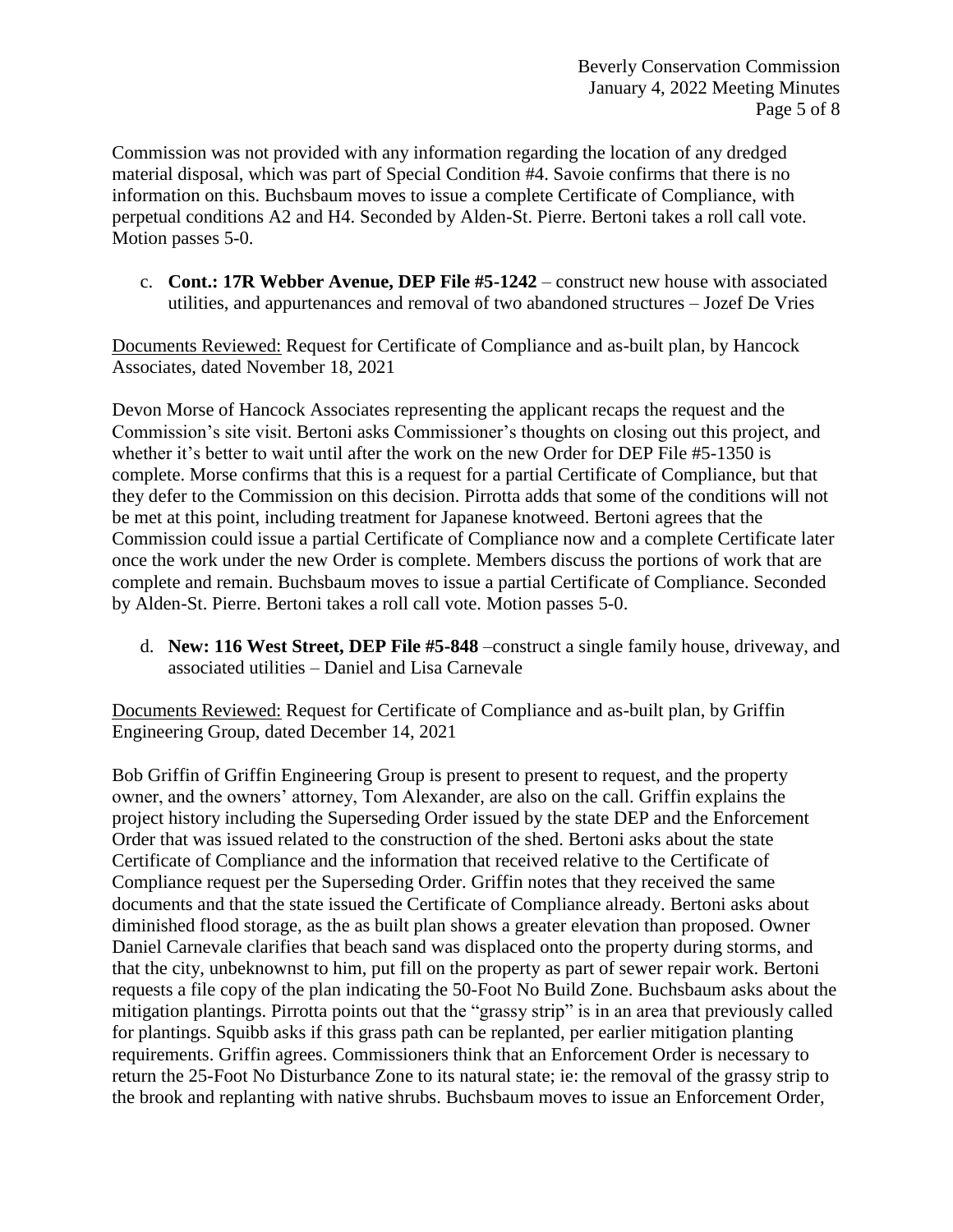Commission was not provided with any information regarding the location of any dredged material disposal, which was part of Special Condition #4. Savoie confirms that there is no information on this. Buchsbaum moves to issue a complete Certificate of Compliance, with perpetual conditions A2 and H4. Seconded by Alden-St. Pierre. Bertoni takes a roll call vote. Motion passes 5-0.

c. **Cont.: 17R Webber Avenue, DEP File #5-1242** – construct new house with associated utilities, and appurtenances and removal of two abandoned structures – Jozef De Vries

Documents Reviewed: Request for Certificate of Compliance and as-built plan, by Hancock Associates, dated November 18, 2021

Devon Morse of Hancock Associates representing the applicant recaps the request and the Commission's site visit. Bertoni asks Commissioner's thoughts on closing out this project, and whether it's better to wait until after the work on the new Order for DEP File #5-1350 is complete. Morse confirms that this is a request for a partial Certificate of Compliance, but that they defer to the Commission on this decision. Pirrotta adds that some of the conditions will not be met at this point, including treatment for Japanese knotweed. Bertoni agrees that the Commission could issue a partial Certificate of Compliance now and a complete Certificate later once the work under the new Order is complete. Members discuss the portions of work that are complete and remain. Buchsbaum moves to issue a partial Certificate of Compliance. Seconded by Alden-St. Pierre. Bertoni takes a roll call vote. Motion passes 5-0.

d. **New: 116 West Street, DEP File #5-848** –construct a single family house, driveway, and associated utilities – Daniel and Lisa Carnevale

Documents Reviewed: Request for Certificate of Compliance and as-built plan, by Griffin Engineering Group, dated December 14, 2021

Bob Griffin of Griffin Engineering Group is present to present to request, and the property owner, and the owners' attorney, Tom Alexander, are also on the call. Griffin explains the project history including the Superseding Order issued by the state DEP and the Enforcement Order that was issued related to the construction of the shed. Bertoni asks about the state Certificate of Compliance and the information that received relative to the Certificate of Compliance request per the Superseding Order. Griffin notes that they received the same documents and that the state issued the Certificate of Compliance already. Bertoni asks about diminished flood storage, as the as built plan shows a greater elevation than proposed. Owner Daniel Carnevale clarifies that beach sand was displaced onto the property during storms, and that the city, unbeknownst to him, put fill on the property as part of sewer repair work. Bertoni requests a file copy of the plan indicating the 50-Foot No Build Zone. Buchsbaum asks about the mitigation plantings. Pirrotta points out that the "grassy strip" is in an area that previously called for plantings. Squibb asks if this grass path can be replanted, per earlier mitigation planting requirements. Griffin agrees. Commissioners think that an Enforcement Order is necessary to return the 25-Foot No Disturbance Zone to its natural state; ie: the removal of the grassy strip to the brook and replanting with native shrubs. Buchsbaum moves to issue an Enforcement Order,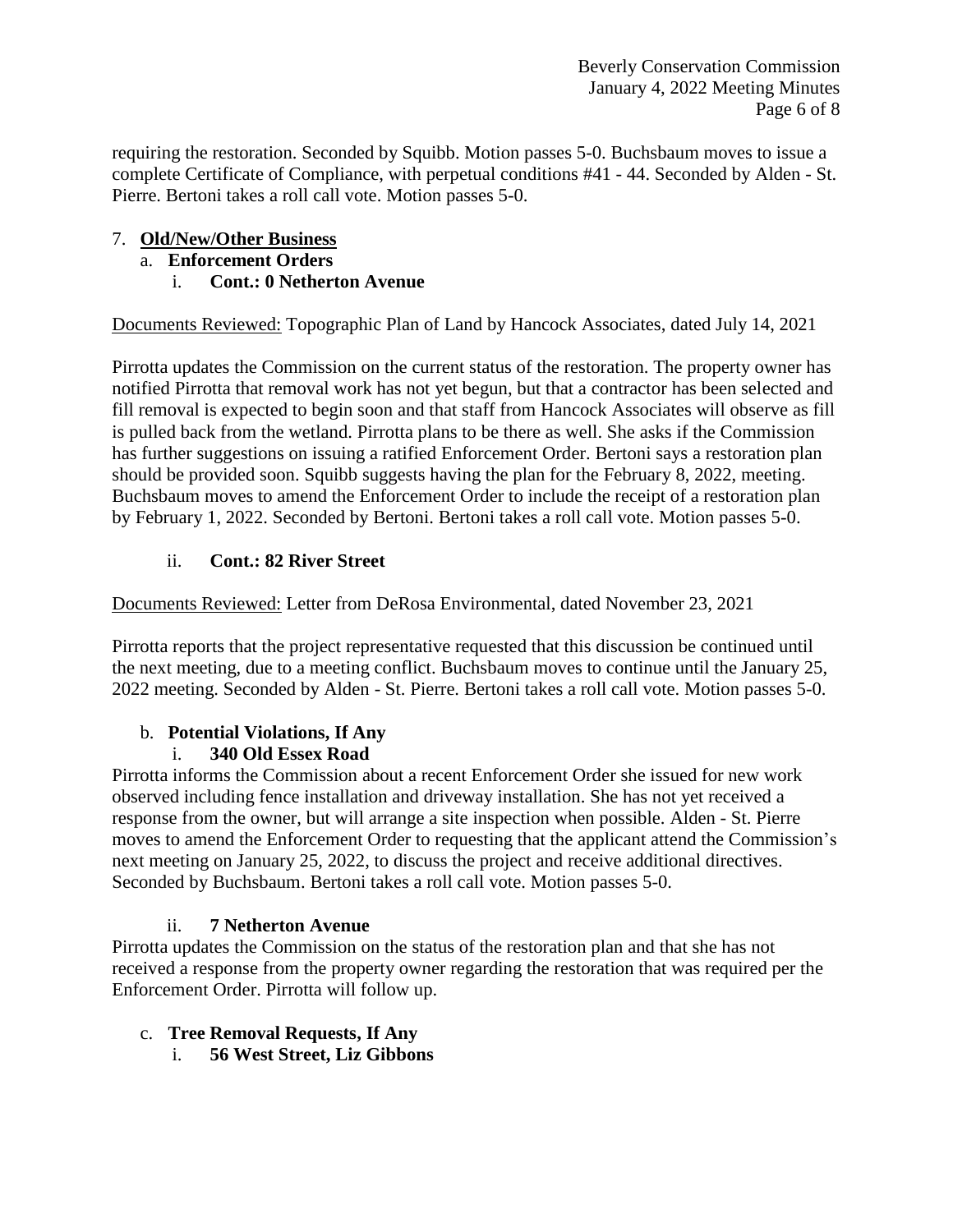requiring the restoration. Seconded by Squibb. Motion passes 5-0. Buchsbaum moves to issue a complete Certificate of Compliance, with perpetual conditions #41 - 44. Seconded by Alden - St. Pierre. Bertoni takes a roll call vote. Motion passes 5-0.

7. **Old/New/Other Business**
   a. **Enforcement Orders**
      i. **Cont.: 0 Netherton Avenue**

Documents Reviewed: Topographic Plan of Land by Hancock Associates, dated July 14, 2021

Pirrotta updates the Commission on the current status of the restoration. The property owner has notified Pirrotta that removal work has not yet begun, but that a contractor has been selected and fill removal is expected to begin soon and that staff from Hancock Associates will observe as fill is pulled back from the wetland. Pirrotta plans to be there as well. She asks if the Commission has further suggestions on issuing a ratified Enforcement Order. Bertoni says a restoration plan should be provided soon. Squibb suggests having the plan for the February 8, 2022, meeting. Buchsbaum moves to amend the Enforcement Order to include the receipt of a restoration plan by February 1, 2022. Seconded by Bertoni. Bertoni takes a roll call vote. Motion passes 5-0.

      ii. **Cont.: 82 River Street**

Documents Reviewed: Letter from DeRosa Environmental, dated November 23, 2021

Pirrotta reports that the project representative requested that this discussion be continued until the next meeting, due to a meeting conflict. Buchsbaum moves to continue until the January 25, 2022 meeting. Seconded by Alden - St. Pierre. Bertoni takes a roll call vote. Motion passes 5-0.

   b. **Potential Violations, If Any**
      i. **340 Old Essex Road**

Pirrotta informs the Commission about a recent Enforcement Order she issued for new work observed including fence installation and driveway installation. She has not yet received a response from the owner, but will arrange a site inspection when possible. Alden - St. Pierre moves to amend the Enforcement Order to requesting that the applicant attend the Commission's next meeting on January 25, 2022, to discuss the project and receive additional directives. Seconded by Buchsbaum. Bertoni takes a roll call vote. Motion passes 5-0.

      ii. **7 Netherton Avenue**

Pirrotta updates the Commission on the status of the restoration plan and that she has not received a response from the property owner regarding the restoration that was required per the Enforcement Order. Pirrotta will follow up.

   c. **Tree Removal Requests, If Any**
      i. **56 West Street, Liz Gibbons**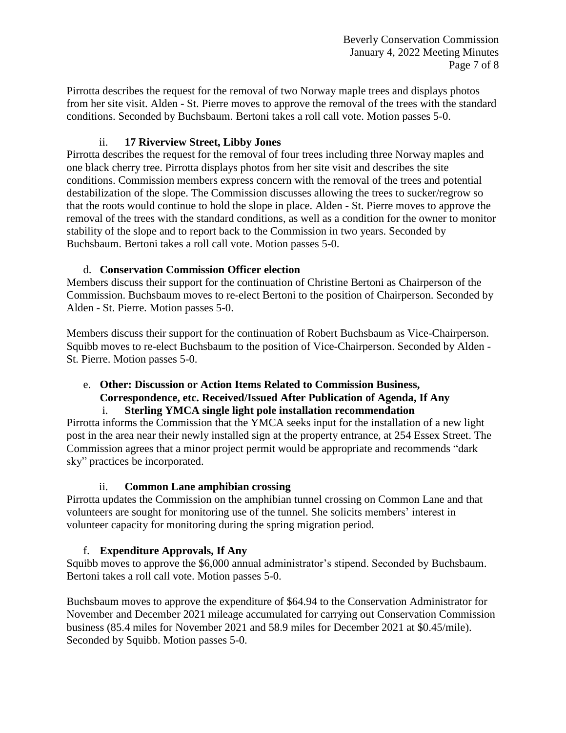Pirrotta describes the request for the removal of two Norway maple trees and displays photos from her site visit. Alden - St. Pierre moves to approve the removal of the trees with the standard conditions. Seconded by Buchsbaum. Bertoni takes a roll call vote. Motion passes 5-0.

ii. **17 Riverview Street, Libby Jones**

Pirrotta describes the request for the removal of four trees including three Norway maples and one black cherry tree. Pirrotta displays photos from her site visit and describes the site conditions. Commission members express concern with the removal of the trees and potential destabilization of the slope. The Commission discusses allowing the trees to sucker/regrow so that the roots would continue to hold the slope in place. Alden - St. Pierre moves to approve the removal of the trees with the standard conditions, as well as a condition for the owner to monitor stability of the slope and to report back to the Commission in two years. Seconded by Buchsbaum. Bertoni takes a roll call vote. Motion passes 5-0.

d. **Conservation Commission Officer election**

Members discuss their support for the continuation of Christine Bertoni as Chairperson of the Commission. Buchsbaum moves to re-elect Bertoni to the position of Chairperson. Seconded by Alden - St. Pierre. Motion passes 5-0.

Members discuss their support for the continuation of Robert Buchsbaum as Vice-Chairperson. Squibb moves to re-elect Buchsbaum to the position of Vice-Chairperson. Seconded by Alden - St. Pierre. Motion passes 5-0.

e. **Other: Discussion or Action Items Related to Commission Business, Correspondence, etc. Received/Issued After Publication of Agenda, If Any**

i. **Sterling YMCA single light pole installation recommendation**

Pirrotta informs the Commission that the YMCA seeks input for the installation of a new light post in the area near their newly installed sign at the property entrance, at 254 Essex Street. The Commission agrees that a minor project permit would be appropriate and recommends "dark sky" practices be incorporated.

ii. **Common Lane amphibian crossing**

Pirrotta updates the Commission on the amphibian tunnel crossing on Common Lane and that volunteers are sought for monitoring use of the tunnel. She solicits members' interest in volunteer capacity for monitoring during the spring migration period.

f. **Expenditure Approvals, If Any**

Squibb moves to approve the $6,000 annual administrator's stipend. Seconded by Buchsbaum. Bertoni takes a roll call vote. Motion passes 5-0.

Buchsbaum moves to approve the expenditure of $64.94 to the Conservation Administrator for November and December 2021 mileage accumulated for carrying out Conservation Commission business (85.4 miles for November 2021 and 58.9 miles for December 2021 at $0.45/mile). Seconded by Squibb. Motion passes 5-0.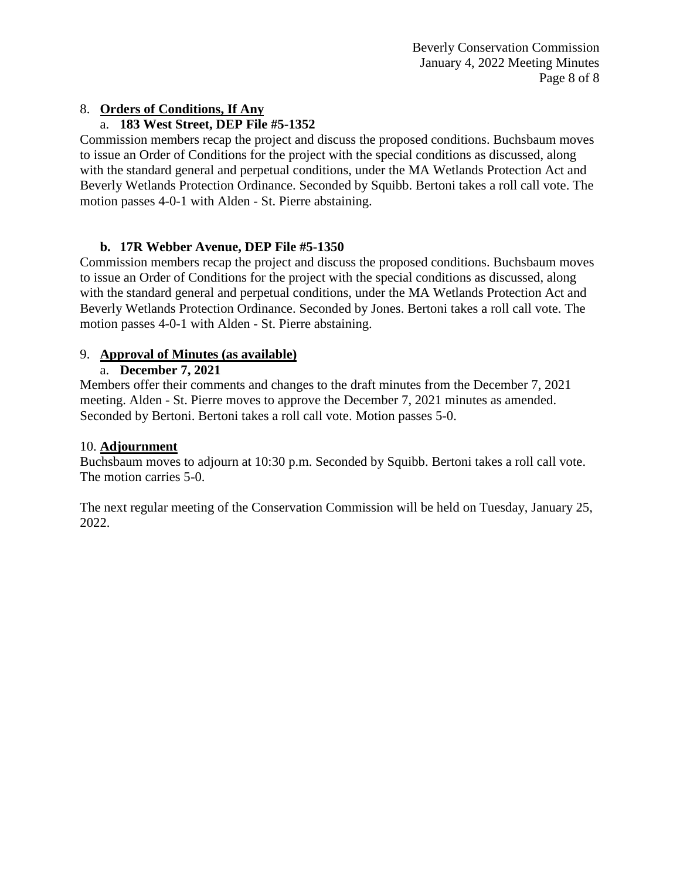8. **Orders of Conditions, If Any**

   a. **183 West Street, DEP File #5-1352**

Commission members recap the project and discuss the proposed conditions. Buchsbaum moves to issue an Order of Conditions for the project with the special conditions as discussed, along with the standard general and perpetual conditions, under the MA Wetlands Protection Act and Beverly Wetlands Protection Ordinance. Seconded by Squibb. Bertoni takes a roll call vote. The motion passes 4-0-1 with Alden - St. Pierre abstaining.

   **b. 17R Webber Avenue, DEP File #5-1350**

Commission members recap the project and discuss the proposed conditions. Buchsbaum moves to issue an Order of Conditions for the project with the special conditions as discussed, along with the standard general and perpetual conditions, under the MA Wetlands Protection Act and Beverly Wetlands Protection Ordinance. Seconded by Jones. Bertoni takes a roll call vote. The motion passes 4-0-1 with Alden - St. Pierre abstaining.

9. **Approval of Minutes (as available)**

   a. **December 7, 2021**

Members offer their comments and changes to the draft minutes from the December 7, 2021 meeting. Alden - St. Pierre moves to approve the December 7, 2021 minutes as amended. Seconded by Bertoni. Bertoni takes a roll call vote. Motion passes 5-0.

10. **Adjournment**

Buchsbaum moves to adjourn at 10:30 p.m. Seconded by Squibb. Bertoni takes a roll call vote. The motion carries 5-0.

The next regular meeting of the Conservation Commission will be held on Tuesday, January 25, 2022.